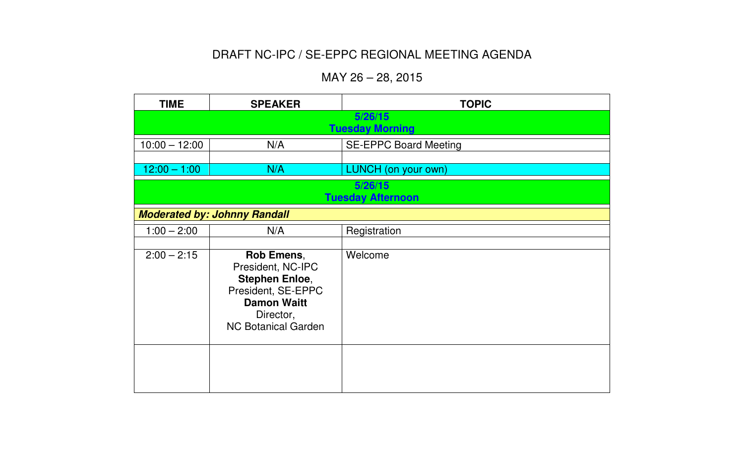# DRAFT NC-IPC / SE-EPPC REGIONAL MEETING AGENDA

## MAY 26 – 28, 2015

| TIME | SPEAKER | TOPIC |
|---|---|---|
| **5/26/15 Tuesday Morning** | | |
| 10:00 – 12:00 | N/A | SE-EPPC Board Meeting |
| | | |
| 12:00 – 1:00 | N/A | LUNCH (on your own) |
| **5/26/15 Tuesday Afternoon** | | |
| ***Moderated by: Johnny Randall*** | | |
| 1:00 – 2:00 | N/A | Registration |
| | | |
| 2:00 – 2:15 | **Rob Emens**, President, NC-IPC **Stephen Enloe**, President, SE-EPPC **Damon Waitt** Director, NC Botanical Garden | Welcome |
| | | |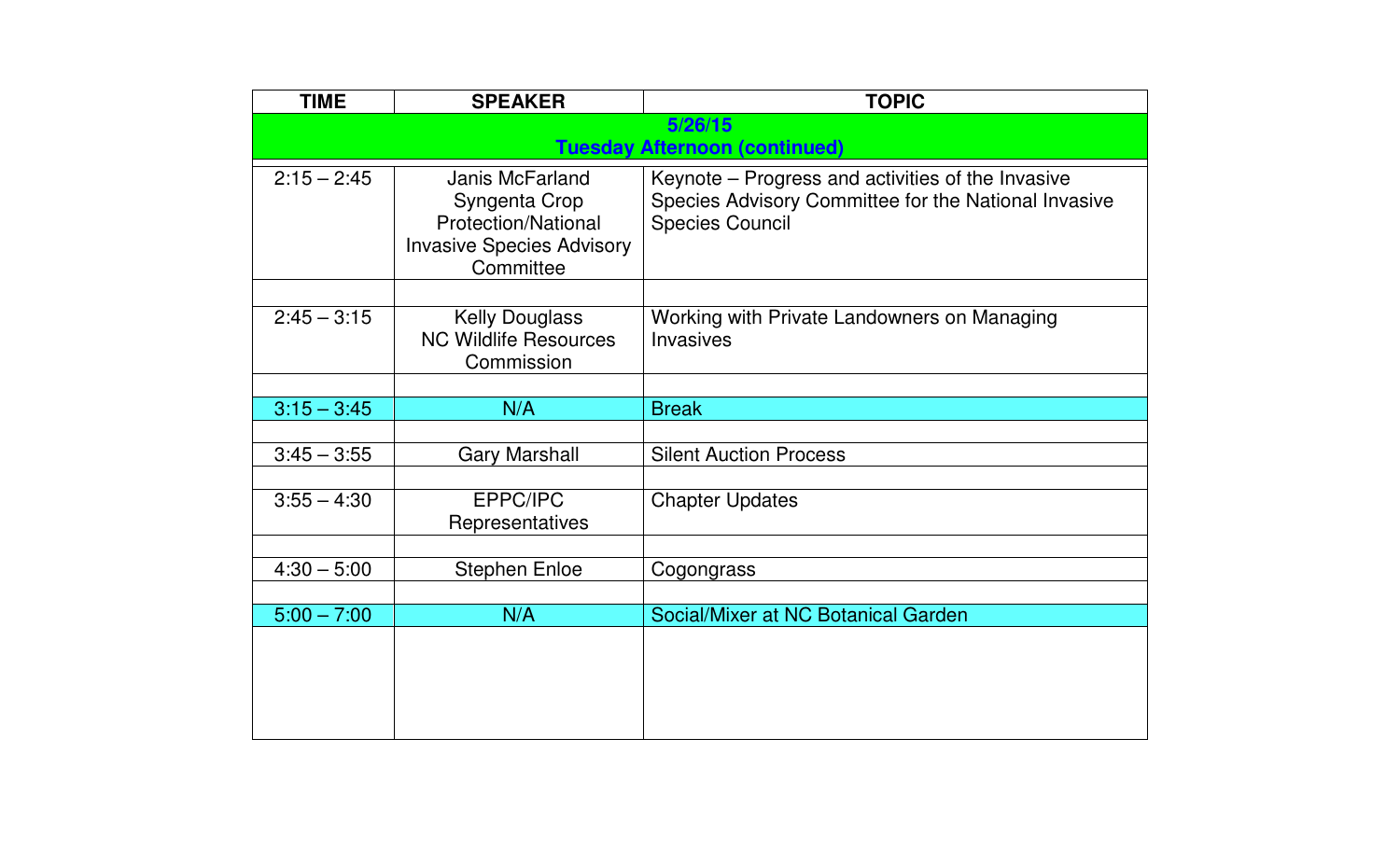| TIME | SPEAKER | TOPIC |
|---|---|---|
| **5/26/15 Tuesday Afternoon (continued)** | | |
| 2:15 – 2:45 | Janis McFarland Syngenta Crop Protection/National Invasive Species Advisory Committee | Keynote – Progress and activities of the Invasive Species Advisory Committee for the National Invasive Species Council |
| | | |
| 2:45 – 3:15 | Kelly Douglass NC Wildlife Resources Commission | Working with Private Landowners on Managing Invasives |
| | | |
| 3:15 – 3:45 | N/A | Break |
| | | |
| 3:45 – 3:55 | Gary Marshall | Silent Auction Process |
| | | |
| 3:55 – 4:30 | EPPC/IPC Representatives | Chapter Updates |
| | | |
| 4:30 – 5:00 | Stephen Enloe | Cogongrass |
| | | |
| 5:00 – 7:00 | N/A | Social/Mixer at NC Botanical Garden |
| | | |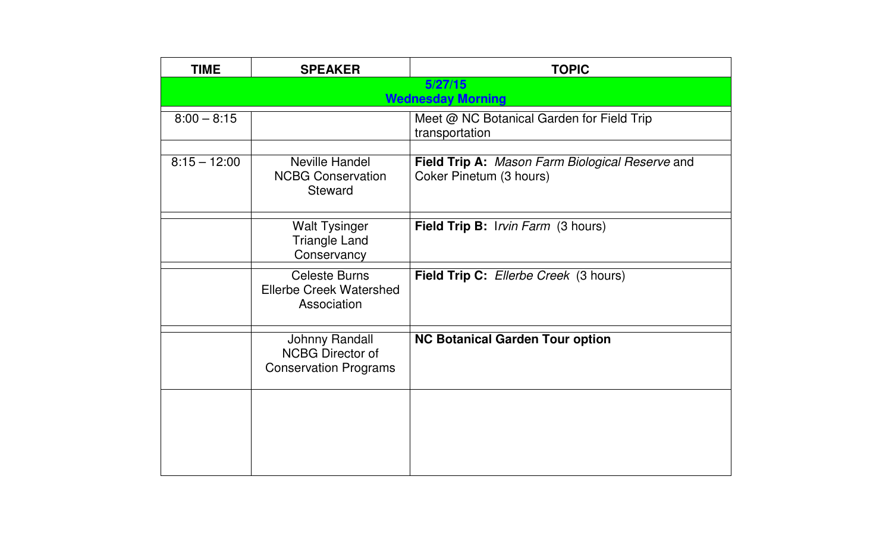| TIME | SPEAKER | TOPIC |
|---|---|---|
| **5/27/15 Wednesday Morning** | | |
| 8:00 – 8:15 | | Meet @ NC Botanical Garden for Field Trip transportation |
| 8:15 – 12:00 | Neville Handel NCBG Conservation Steward | **Field Trip A:** *Mason Farm Biological Reserve* and Coker Pinetum (3 hours) |
| | Walt Tysinger Triangle Land Conservancy | **Field Trip B:** I*rvin Farm* (3 hours) |
| | Celeste Burns Ellerbe Creek Watershed Association | **Field Trip C:** *Ellerbe Creek* (3 hours) |
| | Johnny Randall NCBG Director of Conservation Programs | **NC Botanical Garden Tour option** |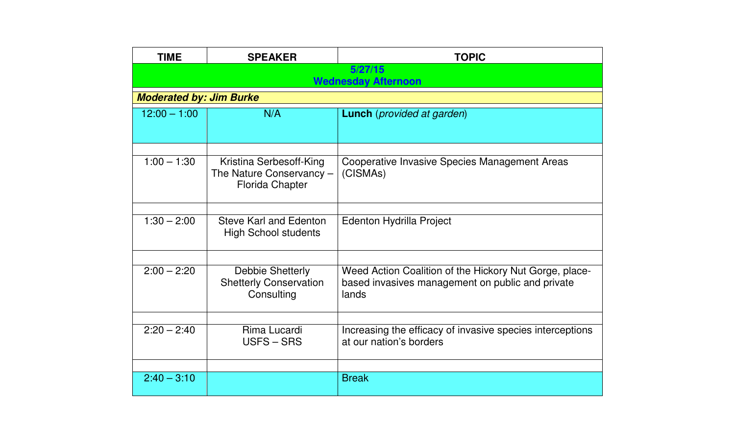| TIME | SPEAKER | TOPIC |
|---|---|---|
| **5/27/15 Wednesday Afternoon** | | |
| ***Moderated by: Jim Burke*** | | |
| 12:00 – 1:00 | N/A | **Lunch** (*provided at garden*) |
| | | |
| 1:00 – 1:30 | Kristina Serbesoff-King The Nature Conservancy – Florida Chapter | Cooperative Invasive Species Management Areas (CISMAs) |
| | | |
| 1:30 – 2:00 | Steve Karl and Edenton High School students | Edenton Hydrilla Project |
| | | |
| 2:00 – 2:20 | Debbie Shetterly Shetterly Conservation Consulting | Weed Action Coalition of the Hickory Nut Gorge, place-based invasives management on public and private lands |
| | | |
| 2:20 – 2:40 | Rima Lucardi USFS – SRS | Increasing the efficacy of invasive species interceptions at our nation's borders |
| | | |
| 2:40 – 3:10 | | Break |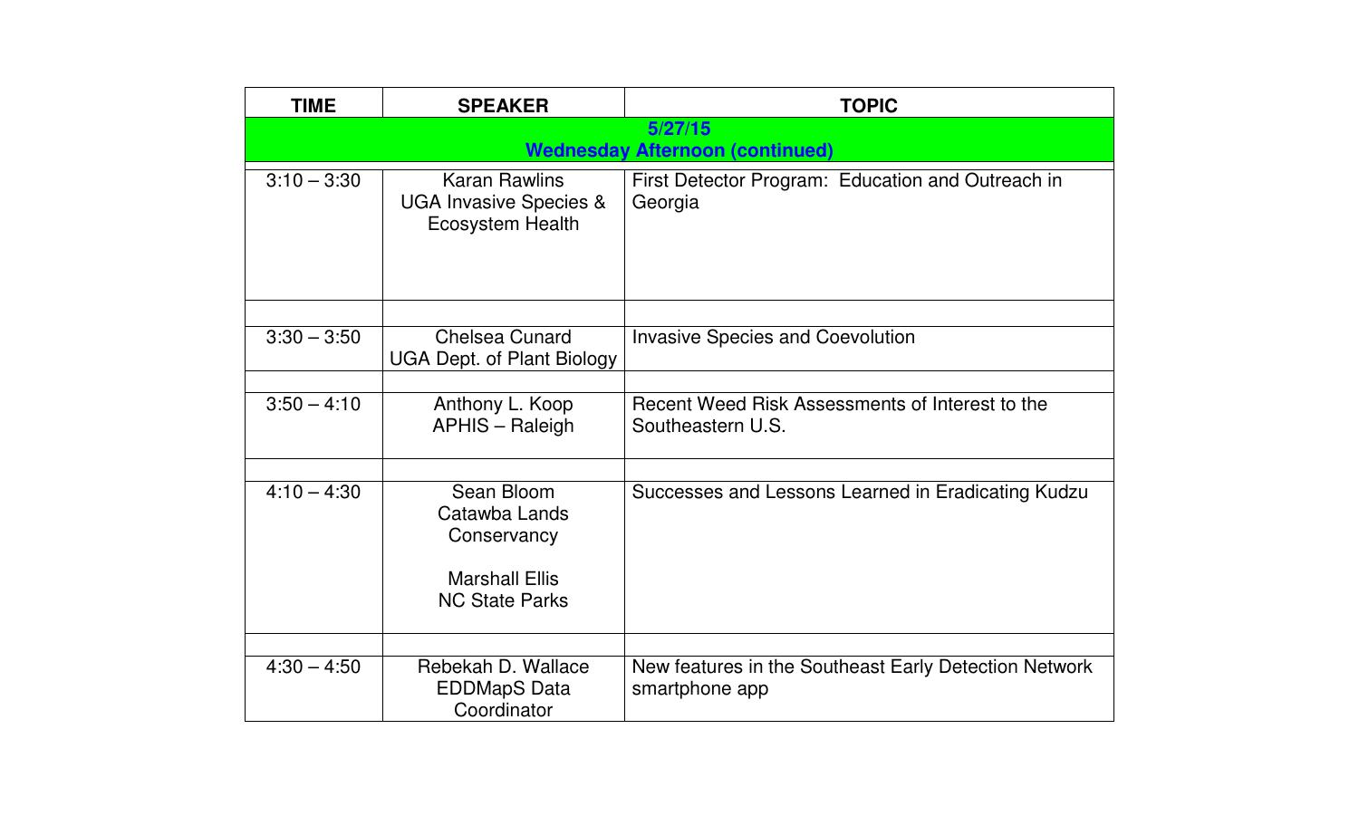| TIME | SPEAKER | TOPIC |
|---|---|---|
| **5/27/15 Wednesday Afternoon (continued)** | | |
| 3:10 – 3:30 | Karan Rawlins<br>UGA Invasive Species & Ecosystem Health | First Detector Program: Education and Outreach in Georgia |
| | | |
| 3:30 – 3:50 | Chelsea Cunard<br>UGA Dept. of Plant Biology | Invasive Species and Coevolution |
| | | |
| 3:50 – 4:10 | Anthony L. Koop<br>APHIS – Raleigh | Recent Weed Risk Assessments of Interest to the Southeastern U.S. |
| | | |
| 4:10 – 4:30 | Sean Bloom<br>Catawba Lands Conservancy<br><br>Marshall Ellis<br>NC State Parks | Successes and Lessons Learned in Eradicating Kudzu |
| | | |
| 4:30 – 4:50 | Rebekah D. Wallace<br>EDDMapS Data Coordinator | New features in the Southeast Early Detection Network smartphone app |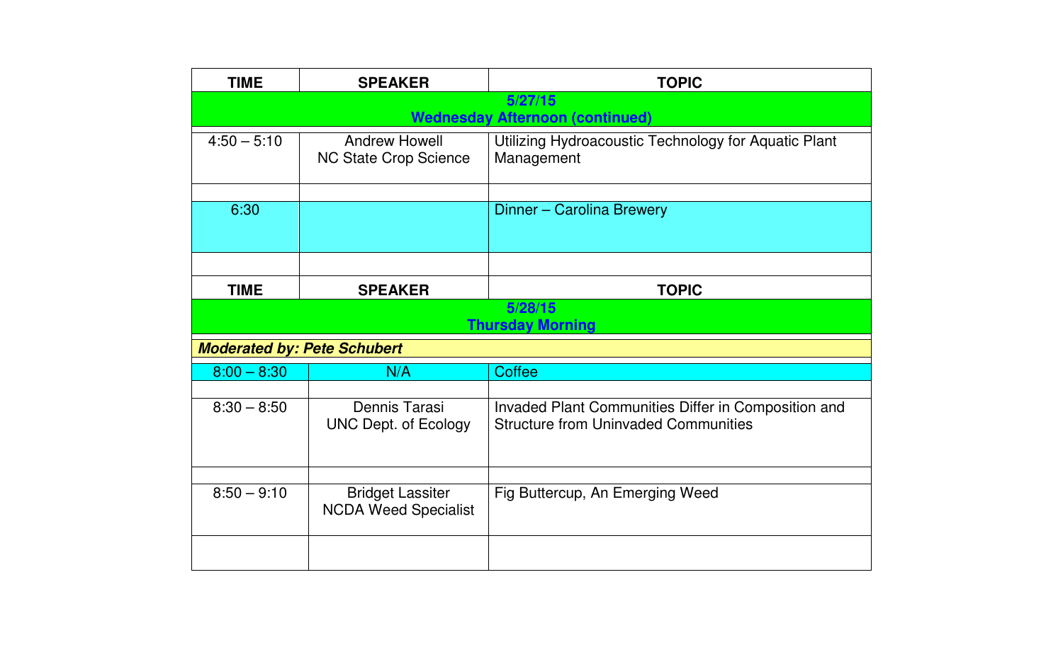| TIME | SPEAKER | TOPIC |
| --- | --- | --- |
| **5/27/15 Wednesday Afternoon (continued)** | | |
| 4:50 – 5:10 | Andrew Howell<br>NC State Crop Science | Utilizing Hydroacoustic Technology for Aquatic Plant Management |
| | | |
| 6:30 | | Dinner – Carolina Brewery |
| | | |

| TIME | SPEAKER | TOPIC |
| --- | --- | --- |
| **5/28/15 Thursday Morning** | | |
| ***Moderated by: Pete Schubert*** | | |
| 8:00 – 8:30 | N/A | Coffee |
| | | |
| 8:30 – 8:50 | Dennis Tarasi<br>UNC Dept. of Ecology | Invaded Plant Communities Differ in Composition and Structure from Uninvaded Communities |
| | | |
| 8:50 – 9:10 | Bridget Lassiter<br>NCDA Weed Specialist | Fig Buttercup, An Emerging Weed |
| | | |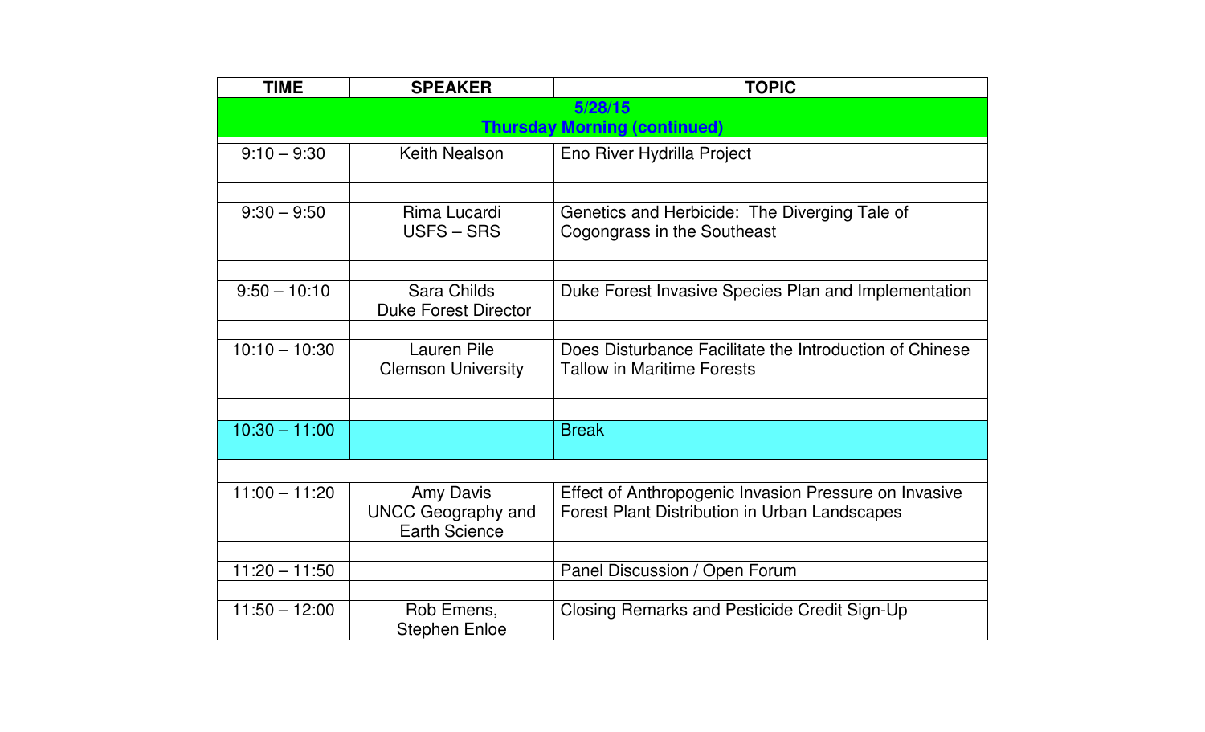| TIME | SPEAKER | TOPIC |
|---|---|---|
| **5/28/15 Thursday Morning (continued)** | | |
| 9:10 – 9:30 | Keith Nealson | Eno River Hydrilla Project |
| 9:30 – 9:50 | Rima Lucardi<br>USFS – SRS | Genetics and Herbicide: The Diverging Tale of Cogongrass in the Southeast |
| 9:50 – 10:10 | Sara Childs<br>Duke Forest Director | Duke Forest Invasive Species Plan and Implementation |
| 10:10 – 10:30 | Lauren Pile<br>Clemson University | Does Disturbance Facilitate the Introduction of Chinese Tallow in Maritime Forests |
| 10:30 – 11:00 | | Break |
| 11:00 – 11:20 | Amy Davis<br>UNCC Geography and Earth Science | Effect of Anthropogenic Invasion Pressure on Invasive Forest Plant Distribution in Urban Landscapes |
| 11:20 – 11:50 | | Panel Discussion / Open Forum |
| 11:50 – 12:00 | Rob Emens,<br>Stephen Enloe | Closing Remarks and Pesticide Credit Sign-Up |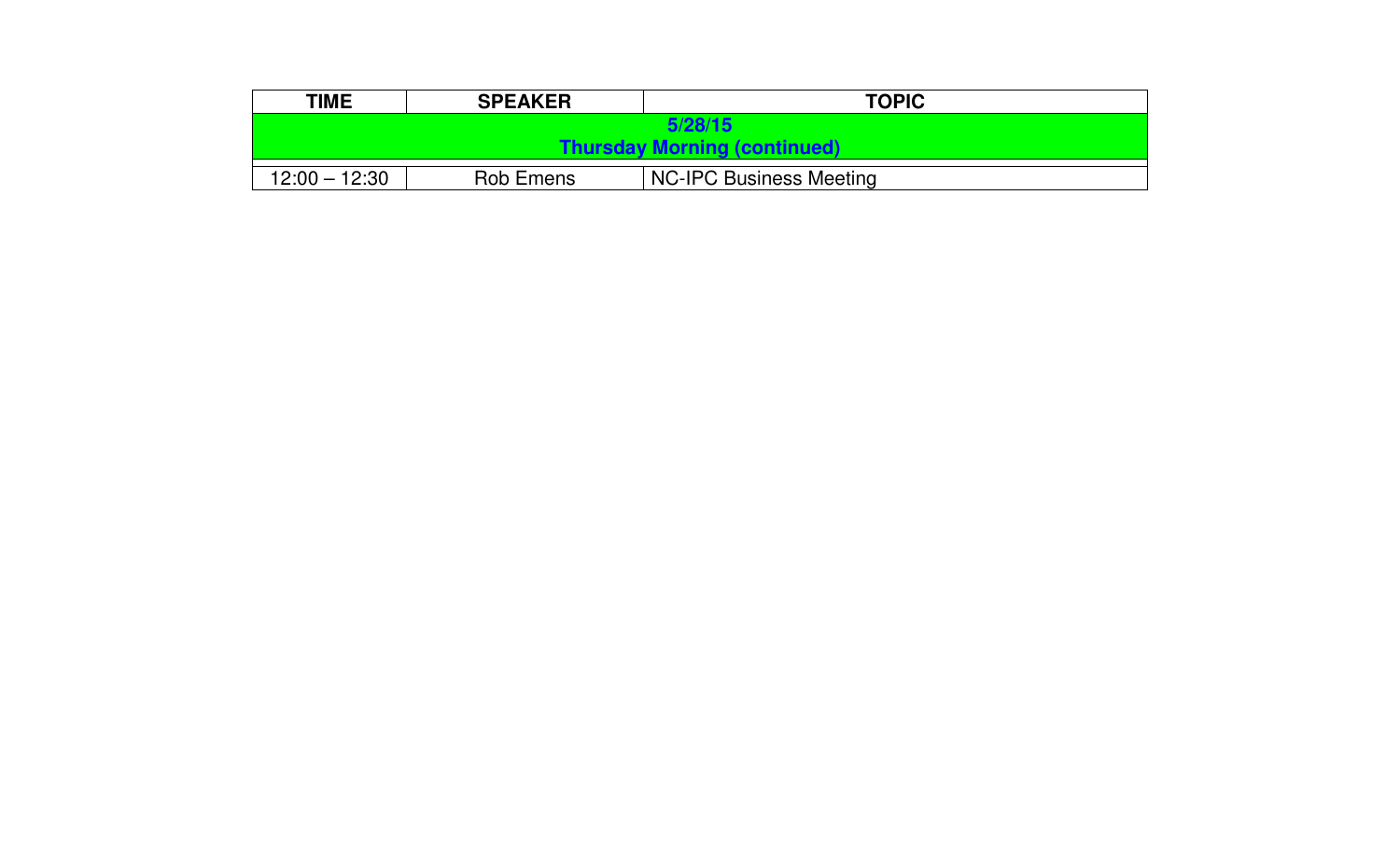| TIME | SPEAKER | TOPIC |
|---|---|---|
| **5/28/15 Thursday Morning (continued)** | | |
| 12:00 – 12:30 | Rob Emens | NC-IPC Business Meeting |